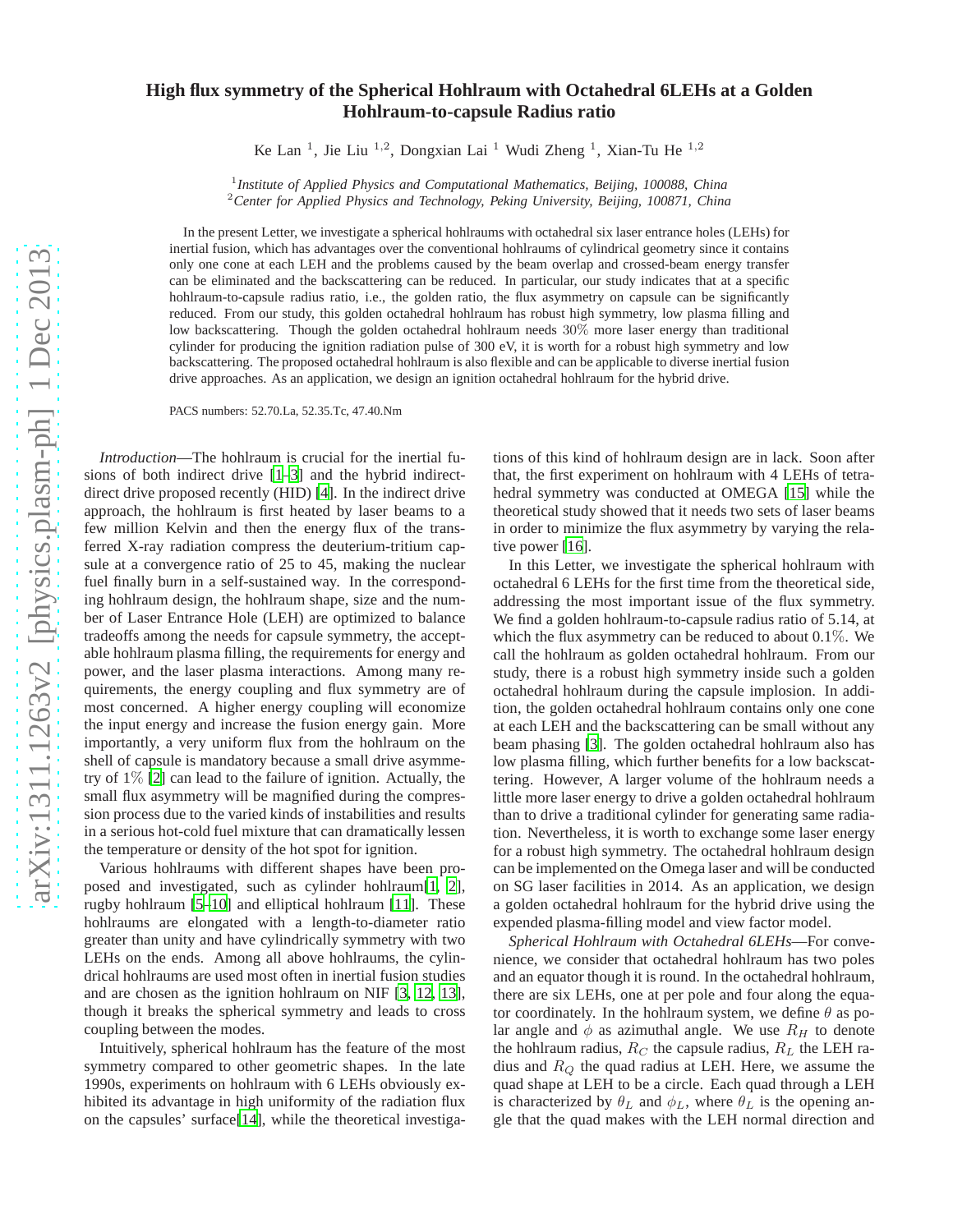# High flux symmetry of the Spherical Hohlraum with Octahedral 6LEHs at a Golden Hohlraum-to-capsule Radius ratio

Ke Lan [1], Jie Liu [1,2], Dongxian Lai [1] Wudi Zheng [1], Xian-Tu He [1,2]

[1] *Institute of Applied Physics and Computational Mathematics, Beijing, 100088, China*
[2] *Center for Applied Physics and Technology, Peking University, Beijing, 100871, China*

In the present Letter, we investigate a spherical hohlraums with octahedral six laser entrance holes (LEHs) for inertial fusion, which has advantages over the conventional hohlraums of cylindrical geometry since it contains only one cone at each LEH and the problems caused by the beam overlap and crossed-beam energy transfer can be eliminated and the backscattering can be reduced. In particular, our study indicates that at a specific hohlraum-to-capsule radius ratio, i.e., the golden ratio, the flux asymmetry on capsule can be significantly reduced. From our study, this golden octahedral hohlraum has robust high symmetry, low plasma filling and low backscattering. Though the golden octahedral hohlraum needs 30% more laser energy than traditional cylinder for producing the ignition radiation pulse of 300 eV, it is worth for a robust high symmetry and low backscattering. The proposed octahedral hohlraum is also flexible and can be applicable to diverse inertial fusion drive approaches. As an application, we design an ignition octahedral hohlraum for the hybrid drive.

PACS numbers: 52.70.La, 52.35.Tc, 47.40.Nm

*Introduction*—The hohlraum is crucial for the inertial fusions of both indirect drive [1–3] and the hybrid indirect-direct drive proposed recently (HID) [4]. In the indirect drive approach, the hohlraum is first heated by laser beams to a few million Kelvin and then the energy flux of the transferred X-ray radiation compress the deuterium-tritium capsule at a convergence ratio of 25 to 45, making the nuclear fuel finally burn in a self-sustained way. In the corresponding hohlraum design, the hohlraum shape, size and the number of Laser Entrance Hole (LEH) are optimized to balance tradeoffs among the needs for capsule symmetry, the acceptable hohlraum plasma filling, the requirements for energy and power, and the laser plasma interactions. Among many requirements, the energy coupling and flux symmetry are of most concerned. A higher energy coupling will economize the input energy and increase the fusion energy gain. More importantly, a very uniform flux from the hohlraum on the shell of capsule is mandatory because a small drive asymmetry of 1% [2] can lead to the failure of ignition. Actually, the small flux asymmetry will be magnified during the compression process due to the varied kinds of instabilities and results in a serious hot-cold fuel mixture that can dramatically lessen the temperature or density of the hot spot for ignition.

Various hohlraums with different shapes have been proposed and investigated, such as cylinder hohlraum[1, 2], rugby hohlraum [5–10] and elliptical hohlraum [11]. These hohlraums are elongated with a length-to-diameter ratio greater than unity and have cylindrically symmetry with two LEHs on the ends. Among all above hohlraums, the cylindrical hohlraums are used most often in inertial fusion studies and are chosen as the ignition hohlraum on NIF [3, 12, 13], though it breaks the spherical symmetry and leads to cross coupling between the modes.

Intuitively, spherical hohlraum has the feature of the most symmetry compared to other geometric shapes. In the late 1990s, experiments on hohlraum with 6 LEHs obviously exhibited its advantage in high uniformity of the radiation flux on the capsules' surface[14], while the theoretical investigations of this kind of hohlraum design are in lack. Soon after that, the first experiment on hohlraum with 4 LEHs of tetrahedral symmetry was conducted at OMEGA [15] while the theoretical study showed that it needs two sets of laser beams in order to minimize the flux asymmetry by varying the relative power [16].

In this Letter, we investigate the spherical hohlraum with octahedral 6 LEHs for the first time from the theoretical side, addressing the most important issue of the flux symmetry. We find a golden hohlraum-to-capsule radius ratio of 5.14, at which the flux asymmetry can be reduced to about 0.1%. We call the hohlraum as golden octahedral hohlraum. From our study, there is a robust high symmetry inside such a golden octahedral hohlraum during the capsule implosion. In addition, the golden octahedral hohlraum contains only one cone at each LEH and the backscattering can be small without any beam phasing [3]. The golden octahedral hohlraum also has low plasma filling, which further benefits for a low backscattering. However, A larger volume of the hohlraum needs a little more laser energy to drive a golden octahedral hohlraum than to drive a traditional cylinder for generating same radiation. Nevertheless, it is worth to exchange some laser energy for a robust high symmetry. The octahedral hohlraum design can be implemented on the Omega laser and will be conducted on SG laser facilities in 2014. As an application, we design a golden octahedral hohlraum for the hybrid drive using the expended plasma-filling model and view factor model.

*Spherical Hohlraum with Octahedral 6LEHs*—For convenience, we consider that octahedral hohlraum has two poles and an equator though it is round. In the octahedral hohlraum, there are six LEHs, one at per pole and four along the equator coordinately. In the hohlraum system, we define $\theta$ as polar angle and $\phi$ as azimuthal angle. We use $R_H$ to denote the hohlraum radius, $R_C$ the capsule radius, $R_L$ the LEH radius and $R_Q$ the quad radius at LEH. Here, we assume the quad shape at LEH to be a circle. Each quad through a LEH is characterized by $\theta_L$ and $\phi_L$, where $\theta_L$ is the opening angle that the quad makes with the LEH normal direction and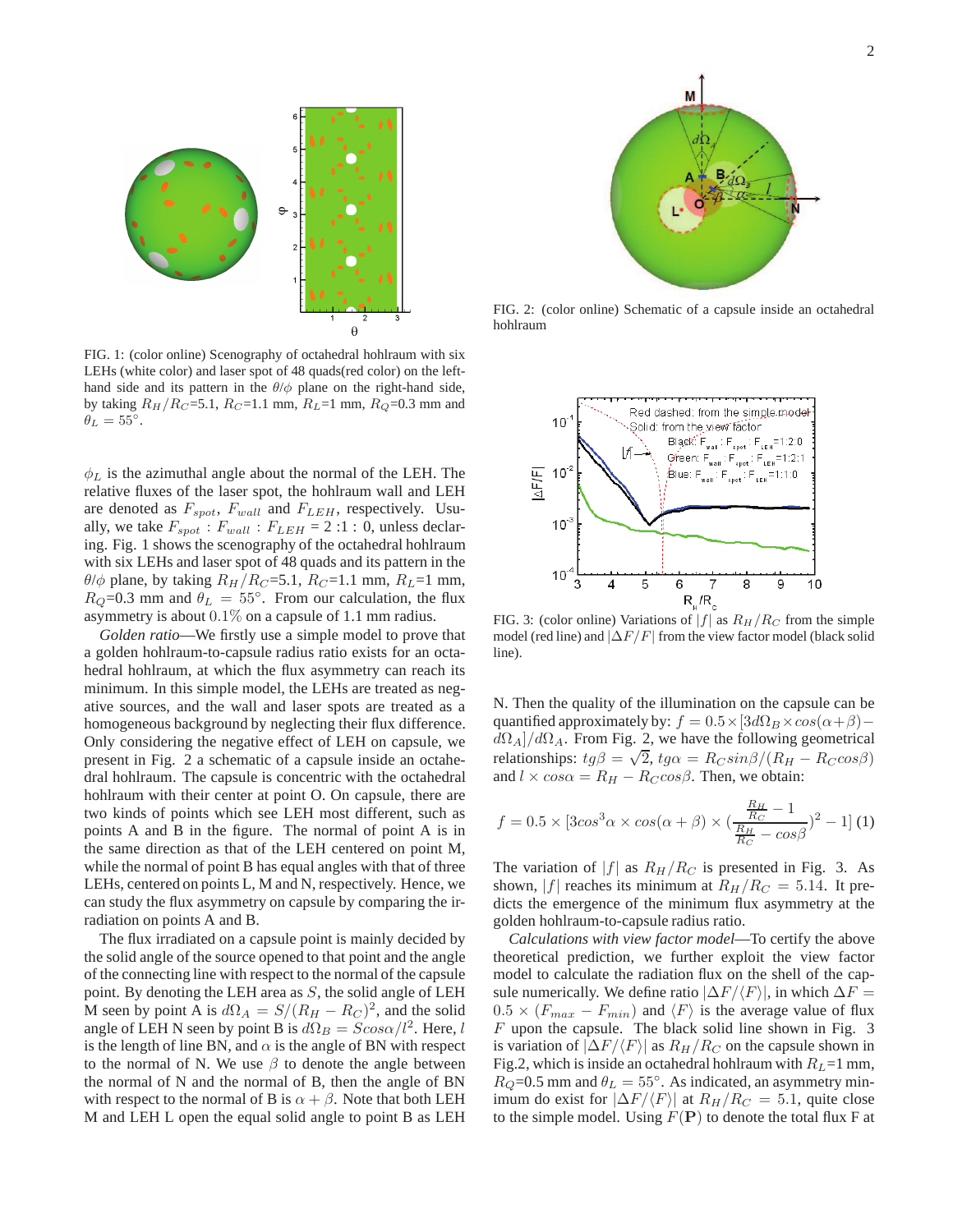FIG. 1: (color online) Scenography of octahedral hohlraum with six LEHs (white color) and laser spot of 48 quads(red color) on the left-hand side and its pattern in the $\theta/\phi$ plane on the right-hand side, by taking $R_H/R_C$=5.1, $R_C$=1.1 mm, $R_L$=1 mm, $R_Q$=0.3 mm and $\theta_L = 55°$.

$\phi_L$ is the azimuthal angle about the normal of the LEH. The relative fluxes of the laser spot, the hohlraum wall and LEH are denoted as $F_{spot}$, $F_{wall}$ and $F_{LEH}$, respectively. Usually, we take $F_{spot} : F_{wall} : F_{LEH} = 2:1:0$, unless declaring. Fig. 1 shows the scenography of the octahedral hohlraum with six LEHs and laser spot of 48 quads and its pattern in the $\theta/\phi$ plane, by taking $R_H/R_C$=5.1, $R_C$=1.1 mm, $R_L$=1 mm, $R_Q$=0.3 mm and $\theta_L = 55°$. From our calculation, the flux asymmetry is about $0.1\%$ on a capsule of 1.1 mm radius.

*Golden ratio*—We firstly use a simple model to prove that a golden hohlraum-to-capsule radius ratio exists for an octahedral hohlraum, at which the flux asymmetry can reach its minimum. In this simple model, the LEHs are treated as negative sources, and the wall and laser spots are treated as a homogeneous background by neglecting their flux difference. Only considering the negative effect of LEH on capsule, we present in Fig. 2 a schematic of a capsule inside an octahedral hohlraum. The capsule is concentric with the octahedral hohlraum with their center at point O. On capsule, there are two kinds of points which see LEH most different, such as points A and B in the figure. The normal of point A is in the same direction as that of the LEH centered on point M, while the normal of point B has equal angles with that of three LEHs, centered on points L, M and N, respectively. Hence, we can study the flux asymmetry on capsule by comparing the irradiation on points A and B.

The flux irradiated on a capsule point is mainly decided by the solid angle of the source opened to that point and the angle of the connecting line with respect to the normal of the capsule point. By denoting the LEH area as $S$, the solid angle of LEH M seen by point A is $d\Omega_A = S/(R_H - R_C)^2$, and the solid angle of LEH N seen by point B is $d\Omega_B = S cos\alpha/l^2$. Here, $l$ is the length of line BN, and $\alpha$ is the angle of BN with respect to the normal of N. We use $\beta$ to denote the angle between the normal of N and the normal of B, then the angle of BN with respect to the normal of B is $\alpha + \beta$. Note that both LEH M and LEH L open the equal solid angle to point B as LEH N. Then the quality of the illumination on the capsule can be quantified approximately by: $f = 0.5 \times [3d\Omega_B \times cos(\alpha+\beta) - d\Omega_A]/d\Omega_A$. From Fig. 2, we have the following geometrical relationships: $tg\beta = \sqrt{2}$, $tg\alpha = R_C sin\beta/(R_H - R_C cos\beta)$ and $l \times cos\alpha = R_H - R_C cos\beta$. Then, we obtain:

$$f = 0.5 \times [3cos^3\alpha \times cos(\alpha+\beta) \times (\frac{\frac{R_H}{R_C} - 1}{\frac{R_H}{R_C} - cos\beta})^2 - 1] \quad (1)$$

FIG. 2: (color online) Schematic of a capsule inside an octahedral hohlraum

FIG. 3: (color online) Variations of $|f|$ as $R_H/R_C$ from the simple model (red line) and $|\Delta F/F|$ from the view factor model (black solid line).

The variation of $|f|$ as $R_H/R_C$ is presented in Fig. 3. As shown, $|f|$ reaches its minimum at $R_H/R_C = 5.14$. It predicts the emergence of the minimum flux asymmetry at the golden hohlraum-to-capsule radius ratio.

*Calculations with view factor model*—To certify the above theoretical prediction, we further exploit the view factor model to calculate the radiation flux on the shell of the capsule numerically. We define ratio $|\Delta F/\langle F\rangle|$, in which $\Delta F = 0.5 \times (F_{max} - F_{min})$ and $\langle F\rangle$ is the average value of flux $F$ upon the capsule. The black solid line shown in Fig. 3 is variation of $|\Delta F/\langle F\rangle|$ as $R_H/R_C$ on the capsule shown in Fig.2, which is inside an octahedral hohlraum with $R_L$=1 mm, $R_Q$=0.5 mm and $\theta_L = 55°$. As indicated, an asymmetry minimum do exist for $|\Delta F/\langle F\rangle|$ at $R_H/R_C = 5.1$, quite close to the simple model. Using $F(\mathbf{P})$ to denote the total flux F at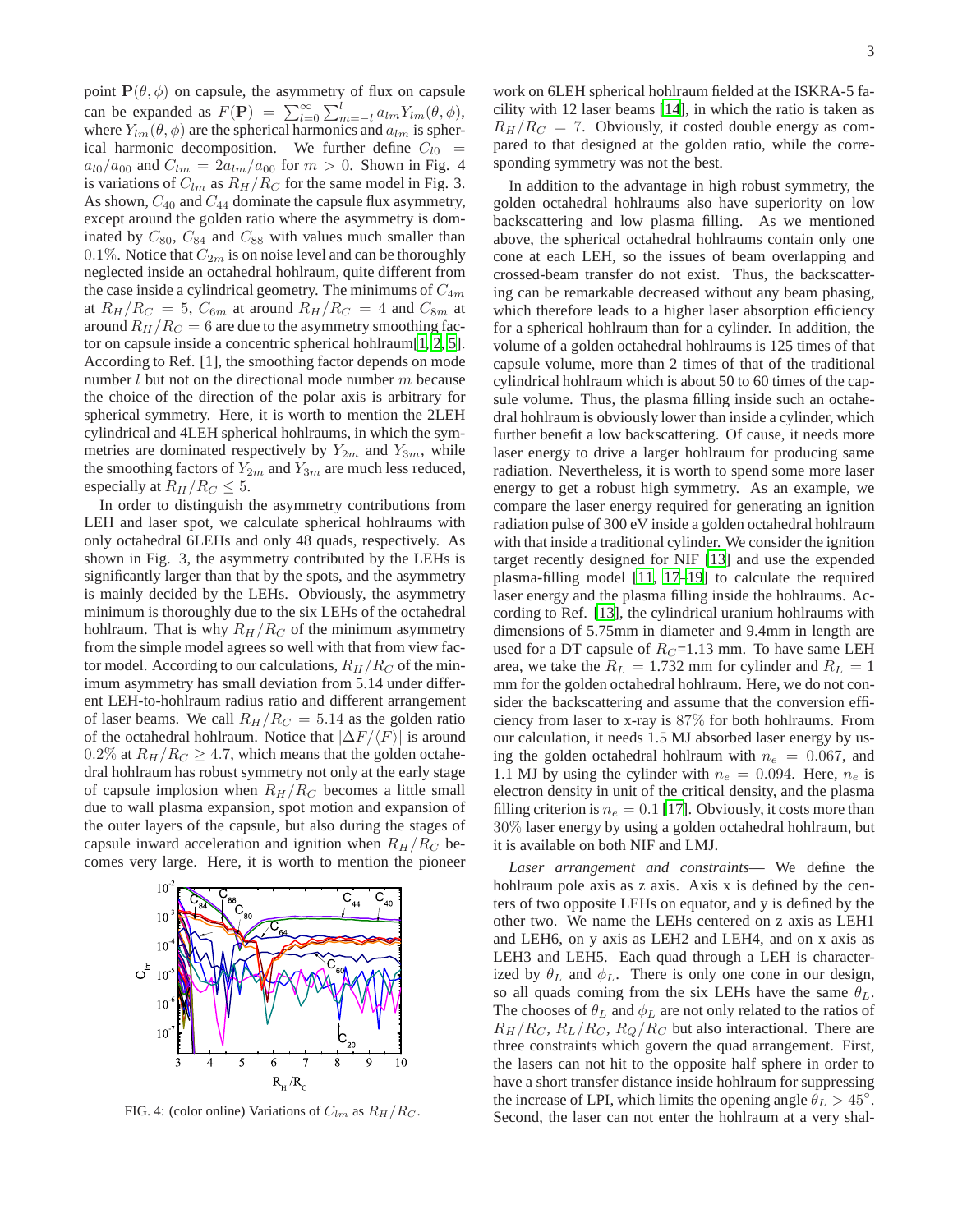point $\mathbf{P}(\theta,\phi)$ on capsule, the asymmetry of flux on capsule can be expanded as $F(\mathbf{P}) = \sum_{l=0}^{\infty}\sum_{m=-l}^{l} a_{lm}Y_{lm}(\theta,\phi)$, where $Y_{lm}(\theta,\phi)$ are the spherical harmonics and $a_{lm}$ is spherical harmonic decomposition. We further define $C_{l0} = a_{l0}/a_{00}$ and $C_{lm} = 2a_{lm}/a_{00}$ for $m > 0$. Shown in Fig. 4 is variations of $C_{lm}$ as $R_H/R_C$ for the same model in Fig. 3. As shown, $C_{40}$ and $C_{44}$ dominate the capsule flux asymmetry, except around the golden ratio where the asymmetry is dominated by $C_{80}$, $C_{84}$ and $C_{88}$ with values much smaller than $0.1\%$. Notice that $C_{2m}$ is on noise level and can be thoroughly neglected inside an octahedral hohlraum, quite different from the case inside a cylindrical geometry. The minimums of $C_{4m}$ at $R_H/R_C = 5$, $C_{6m}$ at around $R_H/R_C = 4$ and $C_{8m}$ at around $R_H/R_C = 6$ are due to the asymmetry smoothing factor on capsule inside a concentric spherical hohlraum[1, 2, 5]. According to Ref. [1], the smoothing factor depends on mode number $l$ but not on the directional mode number $m$ because the choice of the direction of the polar axis is arbitrary for spherical symmetry. Here, it is worth to mention the 2LEH cylindrical and 4LEH spherical hohlraums, in which the symmetries are dominated respectively by $Y_{2m}$ and $Y_{3m}$, while the smoothing factors of $Y_{2m}$ and $Y_{3m}$ are much less reduced, especially at $R_H/R_C \leq 5$.

In order to distinguish the asymmetry contributions from LEH and laser spot, we calculate spherical hohlraums with only octahedral 6LEHs and only 48 quads, respectively. As shown in Fig. 3, the asymmetry contributed by the LEHs is significantly larger than that by the spots, and the asymmetry is mainly decided by the LEHs. Obviously, the asymmetry minimum is thoroughly due to the six LEHs of the octahedral hohlraum. That is why $R_H/R_C$ of the minimum asymmetry from the simple model agrees so well with that from view factor model. According to our calculations, $R_H/R_C$ of the minimum asymmetry has small deviation from 5.14 under different LEH-to-hohlraum radius ratio and different arrangement of laser beams. We call $R_H/R_C = 5.14$ as the golden ratio of the octahedral hohlraum. Notice that $|\Delta F/\langle F\rangle|$ is around $0.2\%$ at $R_H/R_C \geq 4.7$, which means that the golden octahedral hohlraum has robust symmetry not only at the early stage of capsule implosion when $R_H/R_C$ becomes a little small due to wall plasma expansion, spot motion and expansion of the outer layers of the capsule, but also during the stages of capsule inward acceleration and ignition when $R_H/R_C$ becomes very large. Here, it is worth to mention the pioneer work on 6LEH spherical hohlraum fielded at the ISKRA-5 facility with 12 laser beams [14], in which the ratio is taken as $R_H/R_C = 7$. Obviously, it costed double energy as compared to that designed at the golden ratio, while the corresponding symmetry was not the best.

FIG. 4: (color online) Variations of $C_{lm}$ as $R_H/R_C$.

In addition to the advantage in high robust symmetry, the golden octahedral hohlraums also have superiority on low backscattering and low plasma filling. As we mentioned above, the spherical octahedral hohlraums contain only one cone at each LEH, so the issues of beam overlapping and crossed-beam transfer do not exist. Thus, the backscattering can be remarkable decreased without any beam phasing, which therefore leads to a higher laser absorption efficiency for a spherical hohlraum than for a cylinder. In addition, the volume of a golden octahedral hohlraums is 125 times of that capsule volume, more than 2 times of that of the traditional cylindrical hohlraum which is about 50 to 60 times of the capsule volume. Thus, the plasma filling inside such an octahedral hohlraum is obviously lower than inside a cylinder, which further benefit a low backscattering. Of cause, it needs more laser energy to drive a larger hohlraum for producing same radiation. Nevertheless, it is worth to spend some more laser energy to get a robust high symmetry. As an example, we compare the laser energy required for generating an ignition radiation pulse of 300 eV inside a golden octahedral hohlraum with that inside a traditional cylinder. We consider the ignition target recently designed for NIF [13] and use the expended plasma-filling model [11, 17–19] to calculate the required laser energy and the plasma filling inside the hohlraums. According to Ref. [13], the cylindrical uranium hohlraums with dimensions of 5.75mm in diameter and 9.4mm in length are used for a DT capsule of $R_C$=1.13 mm. To have same LEH area, we take the $R_L = 1.732$ mm for cylinder and $R_L = 1$ mm for the golden octahedral hohlraum. Here, we do not consider the backscattering and assume that the conversion efficiency from laser to x-ray is $87\%$ for both hohlraums. From our calculation, it needs 1.5 MJ absorbed laser energy by using the golden octahedral hohlraum with $n_e = 0.067$, and 1.1 MJ by using the cylinder with $n_e = 0.094$. Here, $n_e$ is electron density in unit of the critical density, and the plasma filling criterion is $n_e = 0.1$ [17]. Obviously, it costs more than $30\%$ laser energy by using a golden octahedral hohlraum, but it is available on both NIF and LMJ.

*Laser arrangement and constraints*— We define the hohlraum pole axis as z axis. Axis x is defined by the centers of two opposite LEHs on equator, and y is defined by the other two. We name the LEHs centered on z axis as LEH1 and LEH6, on y axis as LEH2 and LEH4, and on x axis as LEH3 and LEH5. Each quad through a LEH is characterized by $\theta_L$ and $\phi_L$. There is only one cone in our design, so all quads coming from the six LEHs have the same $\theta_L$. The chooses of $\theta_L$ and $\phi_L$ are not only related to the ratios of $R_H/R_C$, $R_L/R_C$, $R_Q/R_C$ but also interactional. There are three constraints which govern the quad arrangement. First, the lasers can not hit to the opposite half sphere in order to have a short transfer distance inside hohlraum for suppressing the increase of LPI, which limits the opening angle $\theta_L > 45^\circ$. Second, the laser can not enter the hohlraum at a very shal-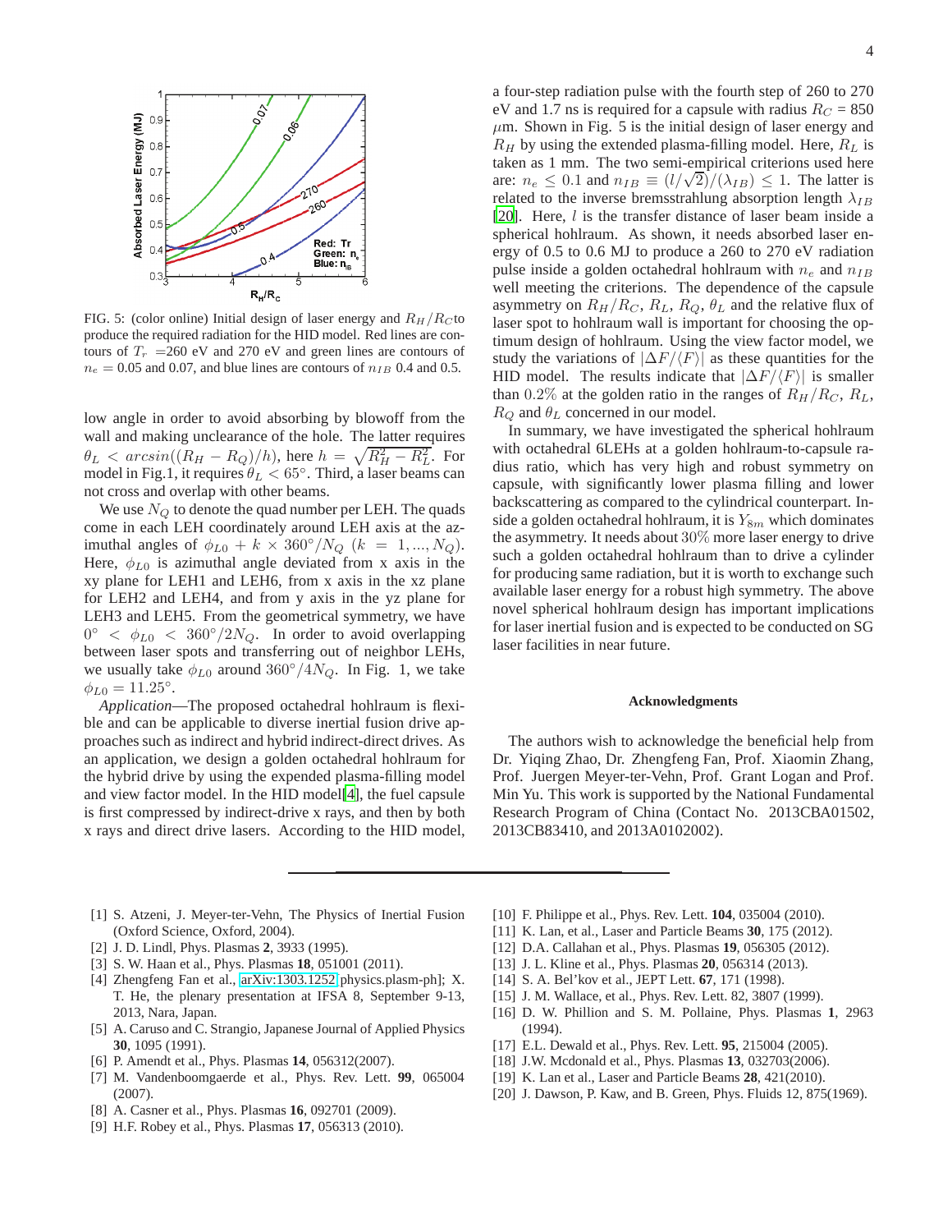Absorbed Laser Energy (MJ)

1

0.9

0.8

0.7

0.6

0.5

0.4

0.3

3

4

5

6

$R_H/R_C$

0.07

0.06

270

260

0.5

0.4

Red: Tr
Green: $n_e$
Blue: $n_{IB}$

FIG. 5: (color online) Initial design of laser energy and $R_H/R_C$ to produce the required radiation for the HID model. Red lines are contours of $T_r$ =260 eV and 270 eV and green lines are contours of $n_e$ = 0.05 and 0.07, and blue lines are contours of $n_{IB}$ 0.4 and 0.5.

low angle in order to avoid absorbing by blowoff from the wall and making unclearance of the hole. The latter requires $\theta_L < arcsin((R_H - R_Q)/h)$, here $h = \sqrt{R_H^2 - R_L^2}$. For model in Fig.1, it requires $\theta_L < 65°$. Third, a laser beams can not cross and overlap with other beams.

We use $N_Q$ to denote the quad number per LEH. The quads come in each LEH coordinately around LEH axis at the azimuthal angles of $\phi_{L0} + k \times 360°/N_Q$ $(k = 1, ..., N_Q)$. Here, $\phi_{L0}$ is azimuthal angle deviated from x axis in the xy plane for LEH1 and LEH6, from x axis in the xz plane for LEH2 and LEH4, and from y axis in the yz plane for LEH3 and LEH5. From the geometrical symmetry, we have $0° < \phi_{L0} < 360°/2N_Q$. In order to avoid overlapping between laser spots and transferring out of neighbor LEHs, we usually take $\phi_{L0}$ around $360°/4N_Q$. In Fig. 1, we take $\phi_{L0} = 11.25°$.

*Application*—The proposed octahedral hohlraum is flexible and can be applicable to diverse inertial fusion drive approaches such as indirect and hybrid indirect-direct drives. As an application, we design a golden octahedral hohlraum for the hybrid drive by using the expended plasma-filling model and view factor model. In the HID model[4], the fuel capsule is first compressed by indirect-drive x rays, and then by both x rays and direct drive lasers. According to the HID model, a four-step radiation pulse with the fourth step of 260 to 270 eV and 1.7 ns is required for a capsule with radius $R_C$ = 850 $\mu$m. Shown in Fig. 5 is the initial design of laser energy and $R_H$ by using the extended plasma-filling model. Here, $R_L$ is taken as 1 mm. The two semi-empirical criterions used here are: $n_e \leq 0.1$ and $n_{IB} \equiv (l/\sqrt{2})/(\lambda_{IB}) \leq 1$. The latter is related to the inverse bremsstrahlung absorption length $\lambda_{IB}$ [20]. Here, $l$ is the transfer distance of laser beam inside a spherical hohlraum. As shown, it needs absorbed laser energy of 0.5 to 0.6 MJ to produce a 260 to 270 eV radiation pulse inside a golden octahedral hohlraum with $n_e$ and $n_{IB}$ well meeting the criterions. The dependence of the capsule asymmetry on $R_H/R_C$, $R_L$, $R_Q$, $\theta_L$ and the relative flux of laser spot to hohlraum wall is important for choosing the optimum design of hohlraum. Using the view factor model, we study the variations of $|\Delta F/\langle F \rangle|$ as these quantities for the HID model. The results indicate that $|\Delta F/\langle F \rangle|$ is smaller than $0.2\%$ at the golden ratio in the ranges of $R_H/R_C$, $R_L$, $R_Q$ and $\theta_L$ concerned in our model.

In summary, we have investigated the spherical hohlraum with octahedral 6LEHs at a golden hohlraum-to-capsule radius ratio, which has very high and robust symmetry on capsule, with significantly lower plasma filling and lower backscattering as compared to the cylindrical counterpart. Inside a golden octahedral hohlraum, it is $Y_{8m}$ which dominates the asymmetry. It needs about $30\%$ more laser energy to drive such a golden octahedral hohlraum than to drive a cylinder for producing same radiation, but it is worth to exchange such available laser energy for a robust high symmetry. The above novel spherical hohlraum design has important implications for laser inertial fusion and is expected to be conducted on SG laser facilities in near future.

## Acknowledgments

The authors wish to acknowledge the beneficial help from Dr. Yiqing Zhao, Dr. Zhengfeng Fan, Prof. Xiaomin Zhang, Prof. Juergen Meyer-ter-Vehn, Prof. Grant Logan and Prof. Min Yu. This work is supported by the National Fundamental Research Program of China (Contact No. 2013CBA01502, 2013CB83410, and 2013A0102002).

---

[1] S. Atzeni, J. Meyer-ter-Vehn, The Physics of Inertial Fusion (Oxford Science, Oxford, 2004).

[2] J. D. Lindl, Phys. Plasmas **2**, 3933 (1995).

[3] S. W. Haan et al., Phys. Plasmas **18**, 051001 (2011).

[4] Zhengfeng Fan et al., arXiv:1303.1252 physics.plasm-ph]; X. T. He, the plenary presentation at IFSA 8, September 9-13, 2013, Nara, Japan.

[5] A. Caruso and C. Strangio, Japanese Journal of Applied Physics **30**, 1095 (1991).

[6] P. Amendt et al., Phys. Plasmas **14**, 056312(2007).

[7] M. Vandenboomgaerde et al., Phys. Rev. Lett. **99**, 065004 (2007).

[8] A. Casner et al., Phys. Plasmas **16**, 092701 (2009).

[9] H.F. Robey et al., Phys. Plasmas **17**, 056313 (2010).

[10] F. Philippe et al., Phys. Rev. Lett. **104**, 035004 (2010).

[11] K. Lan, et al., Laser and Particle Beams **30**, 175 (2012).

[12] D.A. Callahan et al., Phys. Plasmas **19**, 056305 (2012).

[13] J. L. Kline et al., Phys. Plasmas **20**, 056314 (2013).

[14] S. A. Bel'kov et al., JEPT Lett. **67**, 171 (1998).

[15] J. M. Wallace, et al., Phys. Rev. Lett. 82, 3807 (1999).

[16] D. W. Phillion and S. M. Pollaine, Phys. Plasmas **1**, 2963 (1994).

[17] E.L. Dewald et al., Phys. Rev. Lett. **95**, 215004 (2005).

[18] J.W. Mcdonald et al., Phys. Plasmas **13**, 032703(2006).

[19] K. Lan et al., Laser and Particle Beams **28**, 421(2010).

[20] J. Dawson, P. Kaw, and B. Green, Phys. Fluids 12, 875(1969).